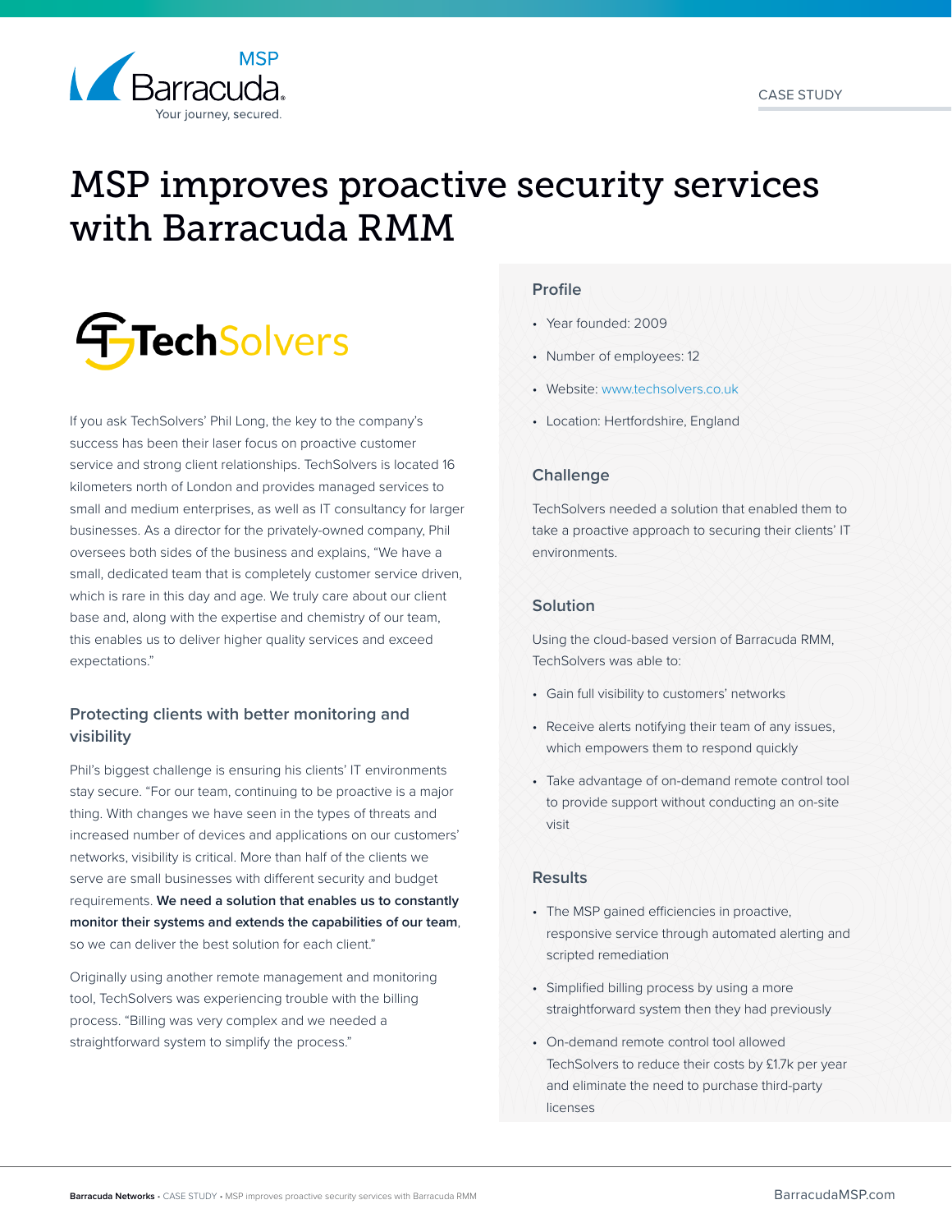# MSP improves proactive security services with Barracuda RMM

TechSolvers

If you ask TechSolvers' Phil Long, the key to the company's success has been their laser focus on proactive customer service and strong client relationships. TechSolvers is located 16 kilometers north of London and provides managed services to small and medium enterprises, as well as IT consultancy for larger businesses. As a director for the privately-owned company, Phil oversees both sides of the business and explains, "We have a small, dedicated team that is completely customer service driven, which is rare in this day and age. We truly care about our client base and, along with the expertise and chemistry of our team, this enables us to deliver higher quality services and exceed expectations."

## Protecting clients with better monitoring and visibility

Phil's biggest challenge is ensuring his clients' IT environments stay secure. "For our team, continuing to be proactive is a major thing. With changes we have seen in the types of threats and increased number of devices and applications on our customers' networks, visibility is critical. More than half of the clients we serve are small businesses with different security and budget requirements. **We need a solution that enables us to constantly monitor their systems and extends the capabilities of our team**, so we can deliver the best solution for each client."

Originally using another remote management and monitoring tool, TechSolvers was experiencing trouble with the billing process. "Billing was very complex and we needed a straightforward system to simplify the process."

### Profile

- Year founded: 2009
- Number of employees: 12
- Website: www.techsolvers.co.uk
- Location: Hertfordshire, England

### Challenge

TechSolvers needed a solution that enabled them to take a proactive approach to securing their clients' IT environments.

### Solution

Using the cloud-based version of Barracuda RMM, TechSolvers was able to:

- Gain full visibility to customers' networks
- Receive alerts notifying their team of any issues, which empowers them to respond quickly
- Take advantage of on-demand remote control tool to provide support without conducting an on-site visit

### Results

- The MSP gained efficiencies in proactive, responsive service through automated alerting and scripted remediation
- Simplified billing process by using a more straightforward system then they had previously
- On-demand remote control tool allowed TechSolvers to reduce their costs by £1.7k per year and eliminate the need to purchase third-party licenses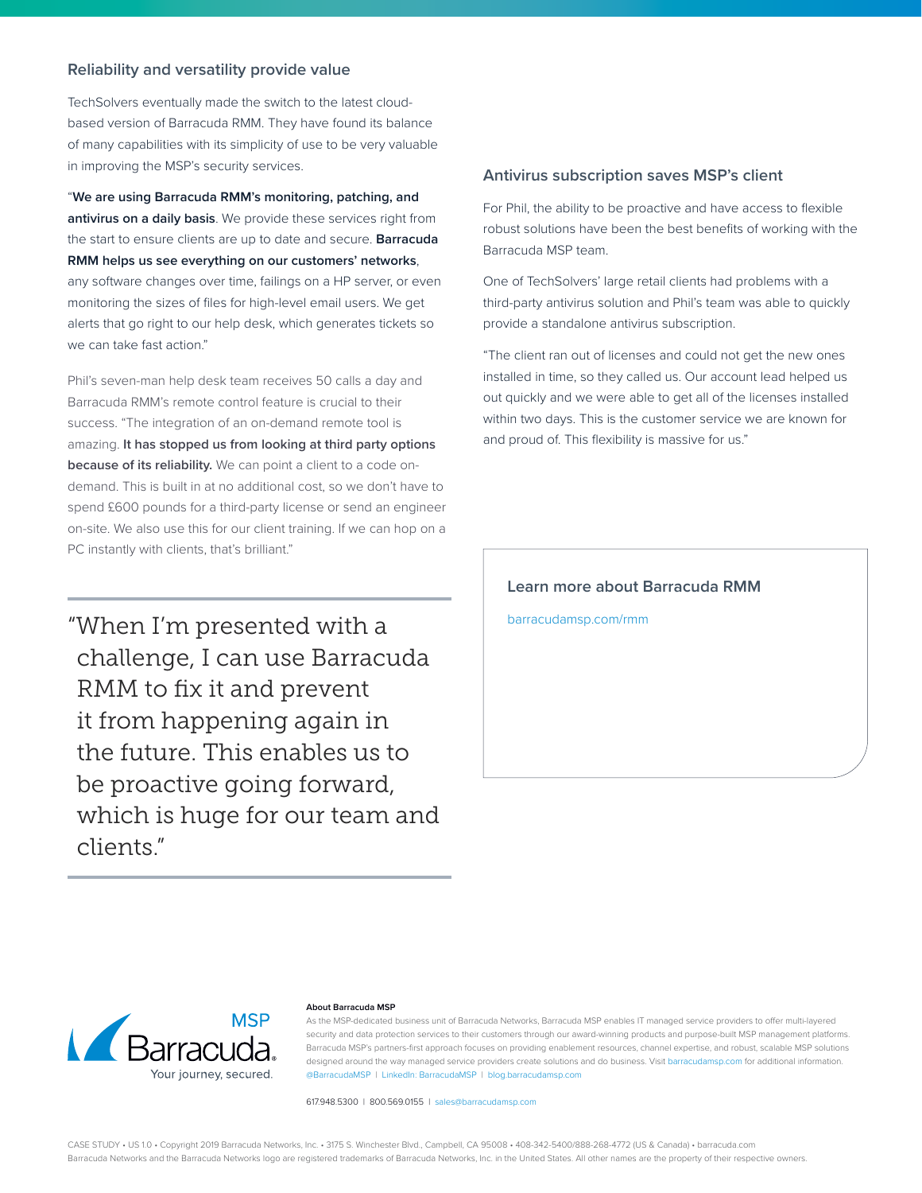## Reliability and versatility provide value

TechSolvers eventually made the switch to the latest cloud-based version of Barracuda RMM. They have found its balance of many capabilities with its simplicity of use to be very valuable in improving the MSP's security services.

"**We are using Barracuda RMM's monitoring, patching, and antivirus on a daily basis**. We provide these services right from the start to ensure clients are up to date and secure. **Barracuda RMM helps us see everything on our customers' networks**, any software changes over time, failings on a HP server, or even monitoring the sizes of files for high-level email users. We get alerts that go right to our help desk, which generates tickets so we can take fast action."

Phil's seven-man help desk team receives 50 calls a day and Barracuda RMM's remote control feature is crucial to their success. "The integration of an on-demand remote tool is amazing. **It has stopped us from looking at third party options because of its reliability.** We can point a client to a code on-demand. This is built in at no additional cost, so we don't have to spend £600 pounds for a third-party license or send an engineer on-site. We also use this for our client training. If we can hop on a PC instantly with clients, that's brilliant."

> "When I'm presented with a challenge, I can use Barracuda RMM to fix it and prevent it from happening again in the future. This enables us to be proactive going forward, which is huge for our team and clients."

## Antivirus subscription saves MSP's client

For Phil, the ability to be proactive and have access to flexible robust solutions have been the best benefits of working with the Barracuda MSP team.

One of TechSolvers' large retail clients had problems with a third-party antivirus solution and Phil's team was able to quickly provide a standalone antivirus subscription.

"The client ran out of licenses and could not get the new ones installed in time, so they called us. Our account lead helped us out quickly and we were able to get all of the licenses installed within two days. This is the customer service we are known for and proud of. This flexibility is massive for us."

### Learn more about Barracuda RMM

barracudamsp.com/rmm

MSP Barracuda. Your journey, secured.

**About Barracuda MSP**

As the MSP-dedicated business unit of Barracuda Networks, Barracuda MSP enables IT managed service providers to offer multi-layered security and data protection services to their customers through our award-winning products and purpose-built MSP management platforms. Barracuda MSP's partners-first approach focuses on providing enablement resources, channel expertise, and robust, scalable MSP solutions designed around the way managed service providers create solutions and do business. Visit barracudamsp.com for additional information.
@BarracudaMSP | LinkedIn: BarracudaMSP | blog.barracudamsp.com

617.948.5300 | 800.569.0155 | sales@barracudamsp.com

CASE STUDY • US 1.0 • Copyright 2019 Barracuda Networks, Inc. • 3175 S. Winchester Blvd., Campbell, CA 95008 • 408-342-5400/888-268-4772 (US & Canada) • barracuda.com
Barracuda Networks and the Barracuda Networks logo are registered trademarks of Barracuda Networks, Inc. in the United States. All other names are the property of their respective owners.